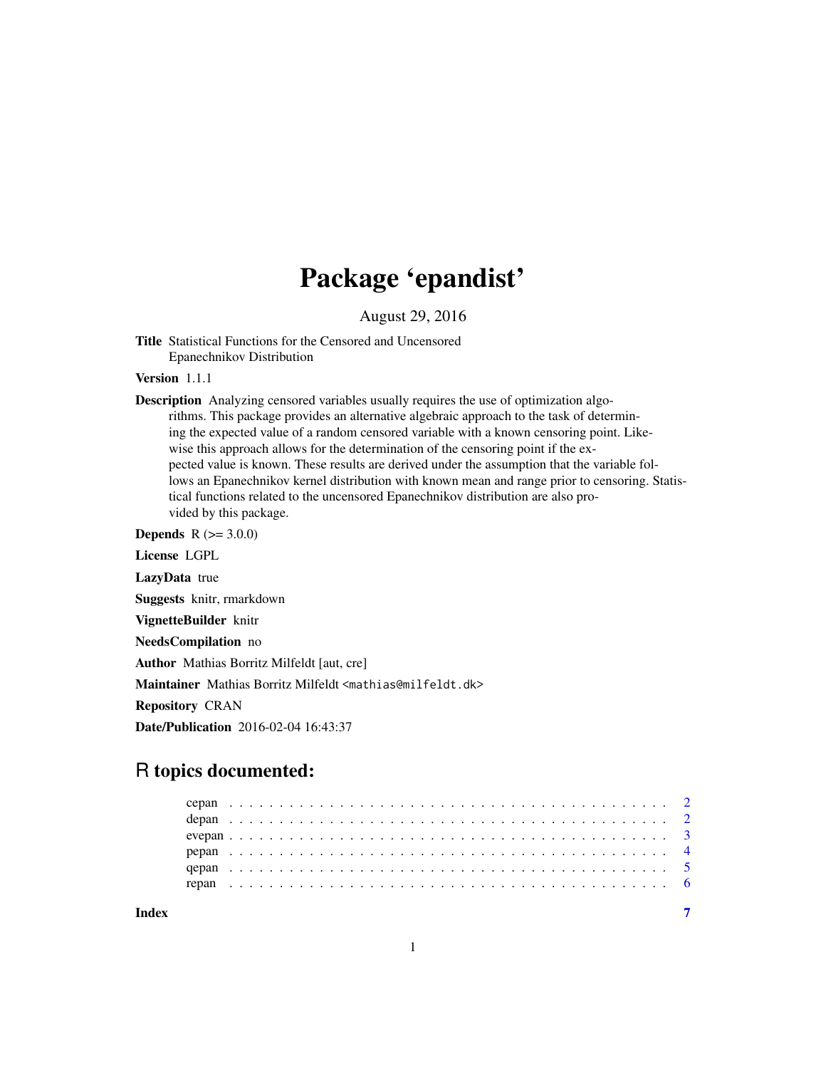# Package 'epandist'

August 29, 2016

**Title** Statistical Functions for the Censored and Uncensored Epanechnikov Distribution

**Version** 1.1.1

**Description** Analyzing censored variables usually requires the use of optimization algorithms. This package provides an alternative algebraic approach to the task of determining the expected value of a random censored variable with a known censoring point. Likewise this approach allows for the determination of the censoring point if the expected value is known. These results are derived under the assumption that the variable follows an Epanechnikov kernel distribution with known mean and range prior to censoring. Statistical functions related to the uncensored Epanechnikov distribution are also provided by this package.

**Depends** R (>= 3.0.0)

**License** LGPL

**LazyData** true

**Suggests** knitr, rmarkdown

**VignetteBuilder** knitr

**NeedsCompilation** no

**Author** Mathias Borritz Milfeldt [aut, cre]

**Maintainer** Mathias Borritz Milfeldt <mathias@milfeldt.dk>

**Repository** CRAN

**Date/Publication** 2016-02-04 16:43:37

## R topics documented:

- cepan . . . . . . . . . . . . . . . . . . . . . . . . . . . . . . . . . . . . . . . . . . . 2
- depan . . . . . . . . . . . . . . . . . . . . . . . . . . . . . . . . . . . . . . . . . . . 2
- evepan . . . . . . . . . . . . . . . . . . . . . . . . . . . . . . . . . . . . . . . . . . . 3
- pepan . . . . . . . . . . . . . . . . . . . . . . . . . . . . . . . . . . . . . . . . . . . 4
- qepan . . . . . . . . . . . . . . . . . . . . . . . . . . . . . . . . . . . . . . . . . . . 5
- repan . . . . . . . . . . . . . . . . . . . . . . . . . . . . . . . . . . . . . . . . . . . 6

**Index** 7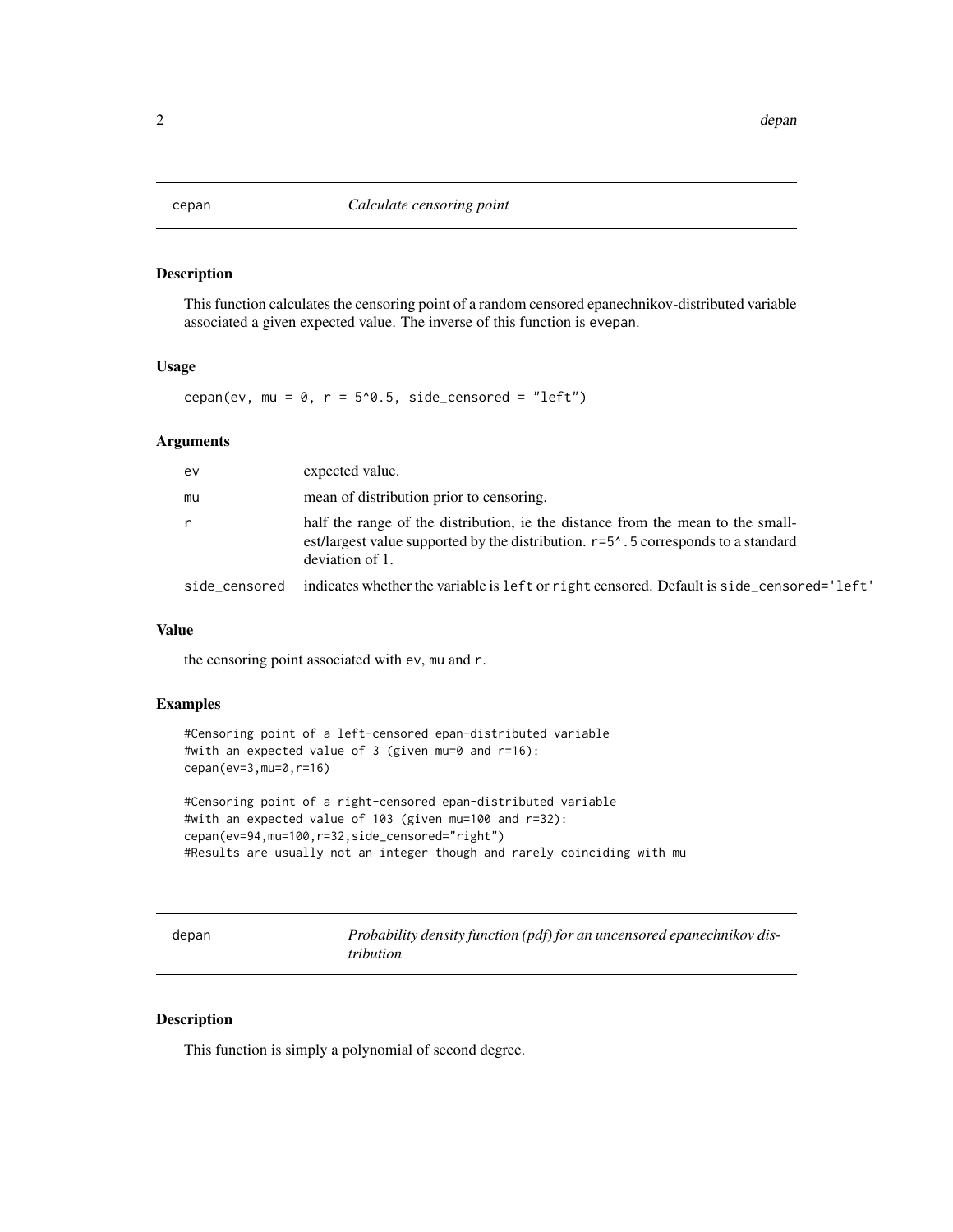## cepan *Calculate censoring point*

### Description

This function calculates the censoring point of a random censored epanechnikov-distributed variable associated a given expected value. The inverse of this function is evepan.

### Usage

```
cepan(ev, mu = 0, r = 5^0.5, side_censored = "left")
```

### Arguments

| | |
|---|---|
| ev | expected value. |
| mu | mean of distribution prior to censoring. |
| r | half the range of the distribution, ie the distance from the mean to the smallest/largest value supported by the distribution. r=5^.5 corresponds to a standard deviation of 1. |
| side_censored | indicates whether the variable is left or right censored. Default is side_censored='left' |

### Value

the censoring point associated with ev, mu and r.

### Examples

```
#Censoring point of a left-censored epan-distributed variable
#with an expected value of 3 (given mu=0 and r=16):
cepan(ev=3,mu=0,r=16)

#Censoring point of a right-censored epan-distributed variable
#with an expected value of 103 (given mu=100 and r=32):
cepan(ev=94,mu=100,r=32,side_censored="right")
#Results are usually not an integer though and rarely coinciding with mu
```

## depan *Probability density function (pdf) for an uncensored epanechnikov distribution*

### Description

This function is simply a polynomial of second degree.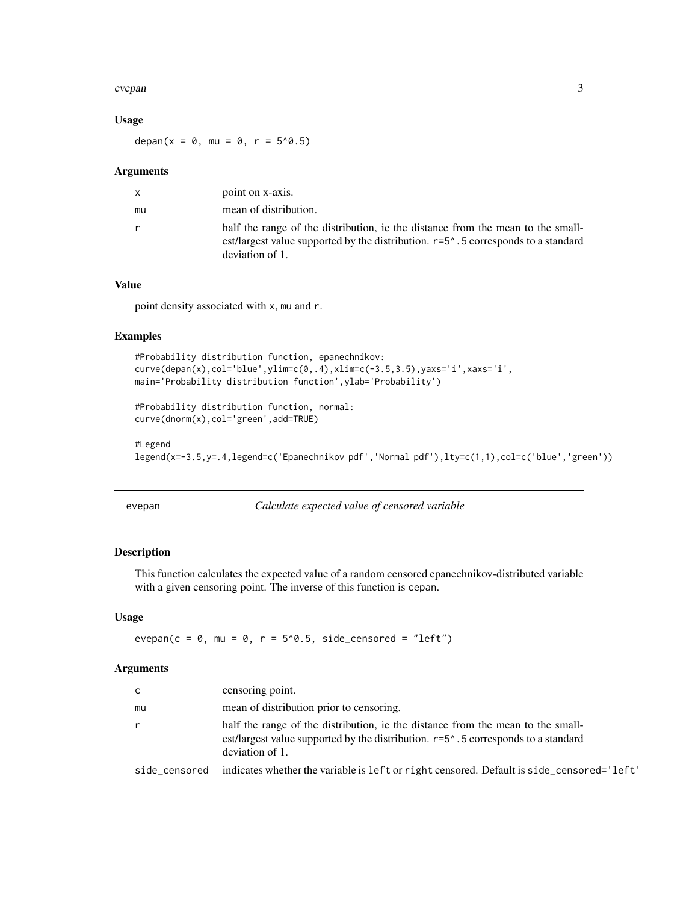### Usage

```
depan(x = 0, mu = 0, r = 5^0.5)
```

### Arguments

| | |
|---|---|
| x | point on x-axis. |
| mu | mean of distribution. |
| r | half the range of the distribution, ie the distance from the mean to the smallest/largest value supported by the distribution. r=5^.5 corresponds to a standard deviation of 1. |

### Value

point density associated with x, mu and r.

### Examples

```
#Probability distribution function, epanechnikov:
curve(depan(x),col='blue',ylim=c(0,.4),xlim=c(-3.5,3.5),yaxs='i',xaxs='i',
main='Probability distribution function',ylab='Probability')

#Probability distribution function, normal:
curve(dnorm(x),col='green',add=TRUE)

#Legend
legend(x=-3.5,y=.4,legend=c('Epanechnikov pdf','Normal pdf'),lty=c(1,1),col=c('blue','green'))
```

---

## evepan — *Calculate expected value of censored variable*

---

### Description

This function calculates the expected value of a random censored epanechnikov-distributed variable with a given censoring point. The inverse of this function is cepan.

### Usage

```
evepan(c = 0, mu = 0, r = 5^0.5, side_censored = "left")
```

### Arguments

| | |
|---|---|
| c | censoring point. |
| mu | mean of distribution prior to censoring. |
| r | half the range of the distribution, ie the distance from the mean to the smallest/largest value supported by the distribution. r=5^.5 corresponds to a standard deviation of 1. |
| side_censored | indicates whether the variable is left or right censored. Default is side_censored='left' |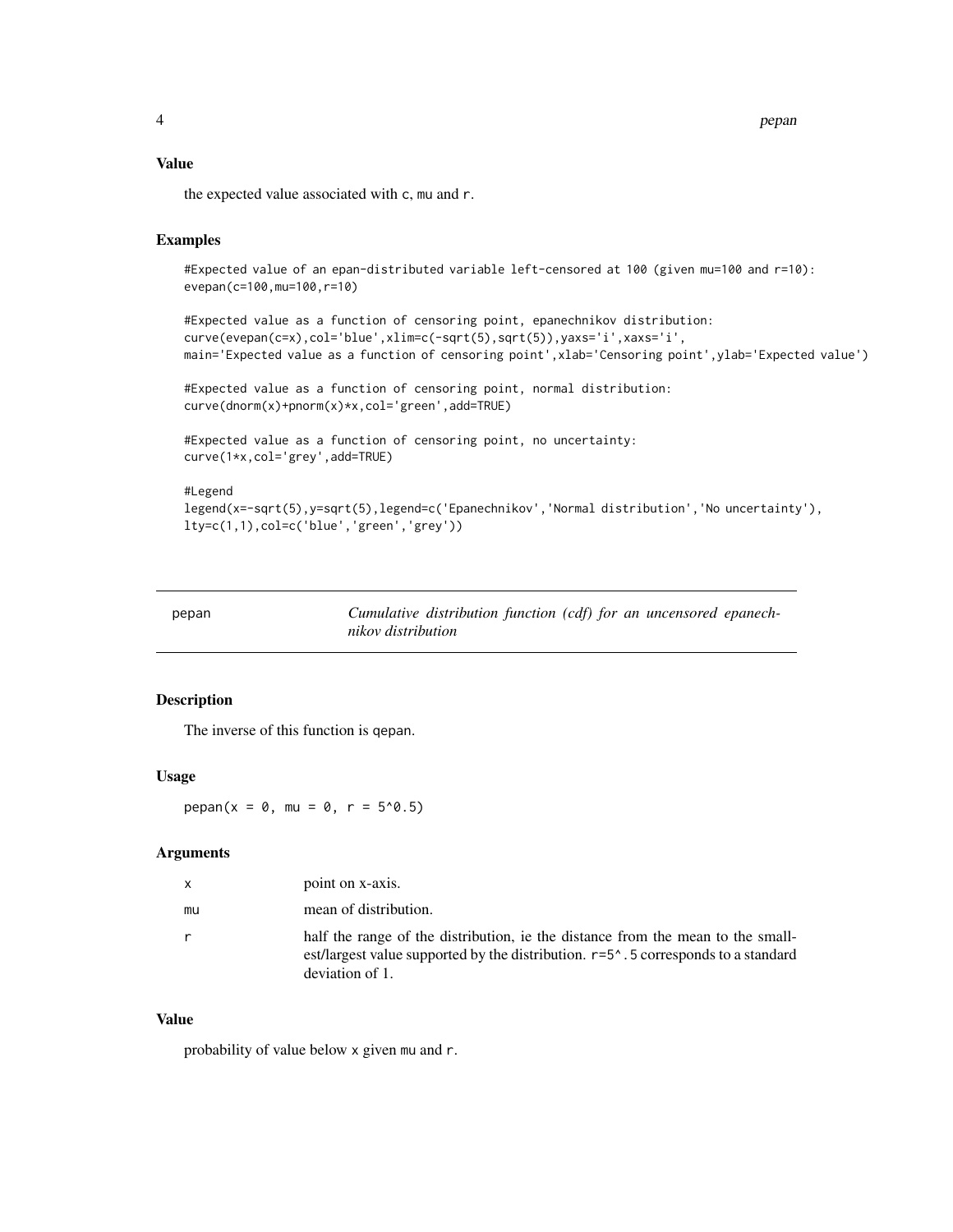### Value

the expected value associated with c, mu and r.

### Examples

```
#Expected value of an epan-distributed variable left-censored at 100 (given mu=100 and r=10):
evepan(c=100,mu=100,r=10)

#Expected value as a function of censoring point, epanechnikov distribution:
curve(evepan(c=x),col='blue',xlim=c(-sqrt(5),sqrt(5)),yaxs='i',xaxs='i',
main='Expected value as a function of censoring point',xlab='Censoring point',ylab='Expected value')

#Expected value as a function of censoring point, normal distribution:
curve(dnorm(x)+pnorm(x)*x,col='green',add=TRUE)

#Expected value as a function of censoring point, no uncertainty:
curve(1*x,col='grey',add=TRUE)

#Legend
legend(x=-sqrt(5),y=sqrt(5),legend=c('Epanechnikov','Normal distribution','No uncertainty'),
lty=c(1,1),col=c('blue','green','grey'))
```

---

## pepan — *Cumulative distribution function (cdf) for an uncensored epanechnikov distribution*

---

### Description

The inverse of this function is qepan.

### Usage

```
pepan(x = 0, mu = 0, r = 5^0.5)
```

### Arguments

| | |
|---|---|
| x | point on x-axis. |
| mu | mean of distribution. |
| r | half the range of the distribution, ie the distance from the mean to the smallest/largest value supported by the distribution. r=5^.5 corresponds to a standard deviation of 1. |

### Value

probability of value below x given mu and r.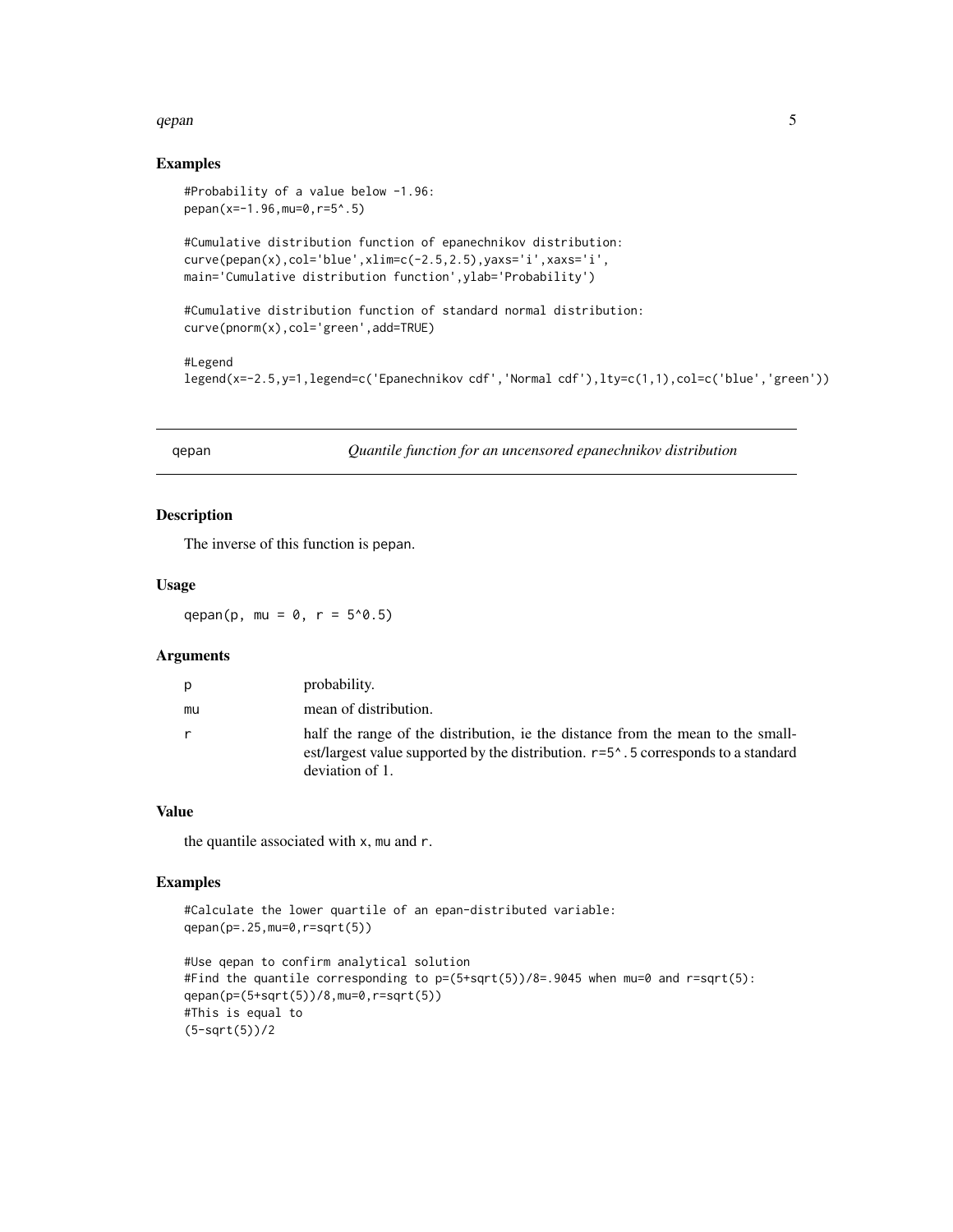## Examples

```
#Probability of a value below -1.96:
pepan(x=-1.96,mu=0,r=5^.5)

#Cumulative distribution function of epanechnikov distribution:
curve(pepan(x),col='blue',xlim=c(-2.5,2.5),yaxs='i',xaxs='i',
main='Cumulative distribution function',ylab='Probability')

#Cumulative distribution function of standard normal distribution:
curve(pnorm(x),col='green',add=TRUE)

#Legend
legend(x=-2.5,y=1,legend=c('Epanechnikov cdf','Normal cdf'),lty=c(1,1),col=c('blue','green'))
```

---

# qepan — *Quantile function for an uncensored epanechnikov distribution*

---

## Description

The inverse of this function is pepan.

## Usage

```
qepan(p, mu = 0, r = 5^0.5)
```

## Arguments

| | |
|---|---|
| p | probability. |
| mu | mean of distribution. |
| r | half the range of the distribution, ie the distance from the mean to the smallest/largest value supported by the distribution. r=5^.5 corresponds to a standard deviation of 1. |

## Value

the quantile associated with x, mu and r.

## Examples

```
#Calculate the lower quartile of an epan-distributed variable:
qepan(p=.25,mu=0,r=sqrt(5))

#Use qepan to confirm analytical solution
#Find the quantile corresponding to p=(5+sqrt(5))/8=.9045 when mu=0 and r=sqrt(5):
qepan(p=(5+sqrt(5))/8,mu=0,r=sqrt(5))
#This is equal to
(5-sqrt(5))/2
```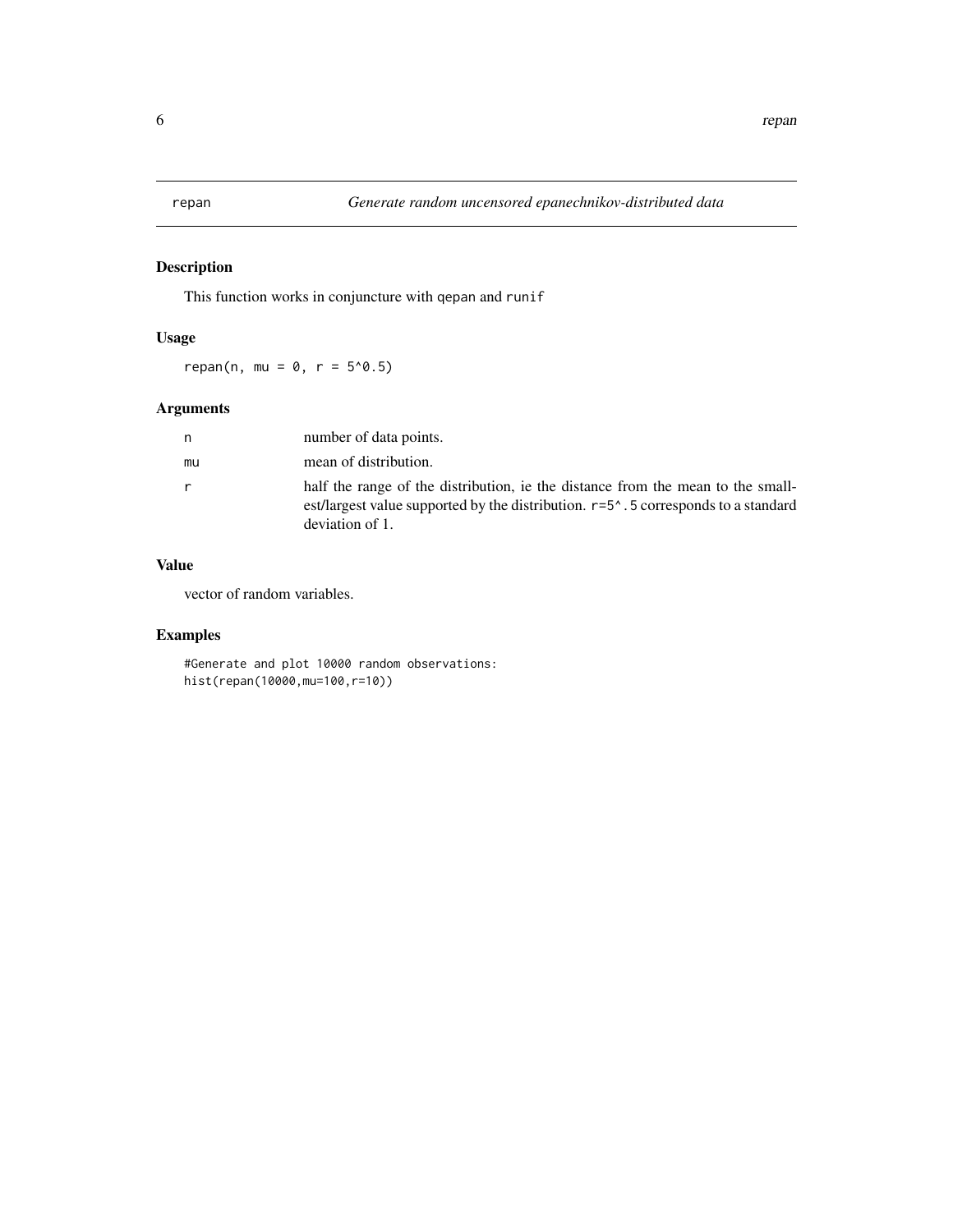# repan — *Generate random uncensored epanechnikov-distributed data*

## Description

This function works in conjuncture with `qepan` and `runif`

## Usage

```
repan(n, mu = 0, r = 5^0.5)
```

## Arguments

| | |
|---|---|
| `n` | number of data points. |
| `mu` | mean of distribution. |
| `r` | half the range of the distribution, ie the distance from the mean to the smallest/largest value supported by the distribution. `r=5^.5` corresponds to a standard deviation of 1. |

## Value

vector of random variables.

## Examples

```
#Generate and plot 10000 random observations:
hist(repan(10000,mu=100,r=10))
```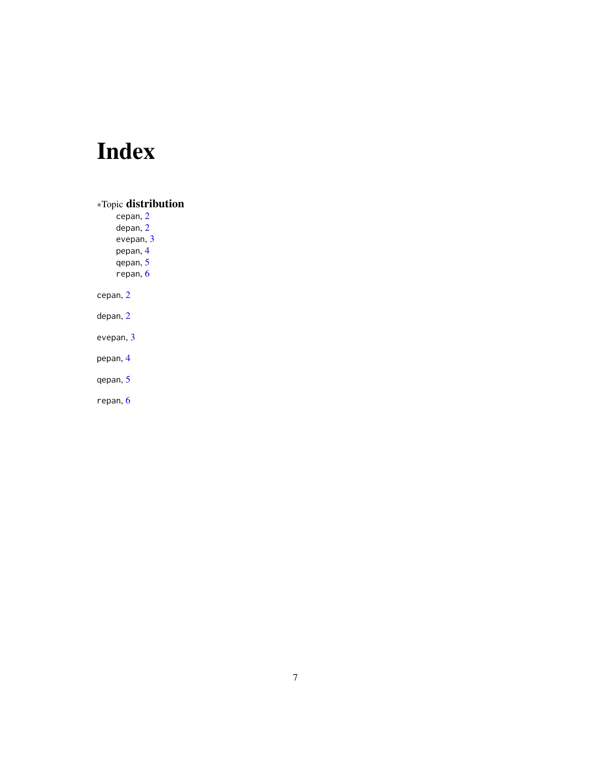# Index

*Topic **distribution**

- cepan, 2
- depan, 2
- evepan, 3
- pepan, 4
- qepan, 5
- repan, 6

cepan, 2

depan, 2

evepan, 3

pepan, 4

qepan, 5

repan, 6